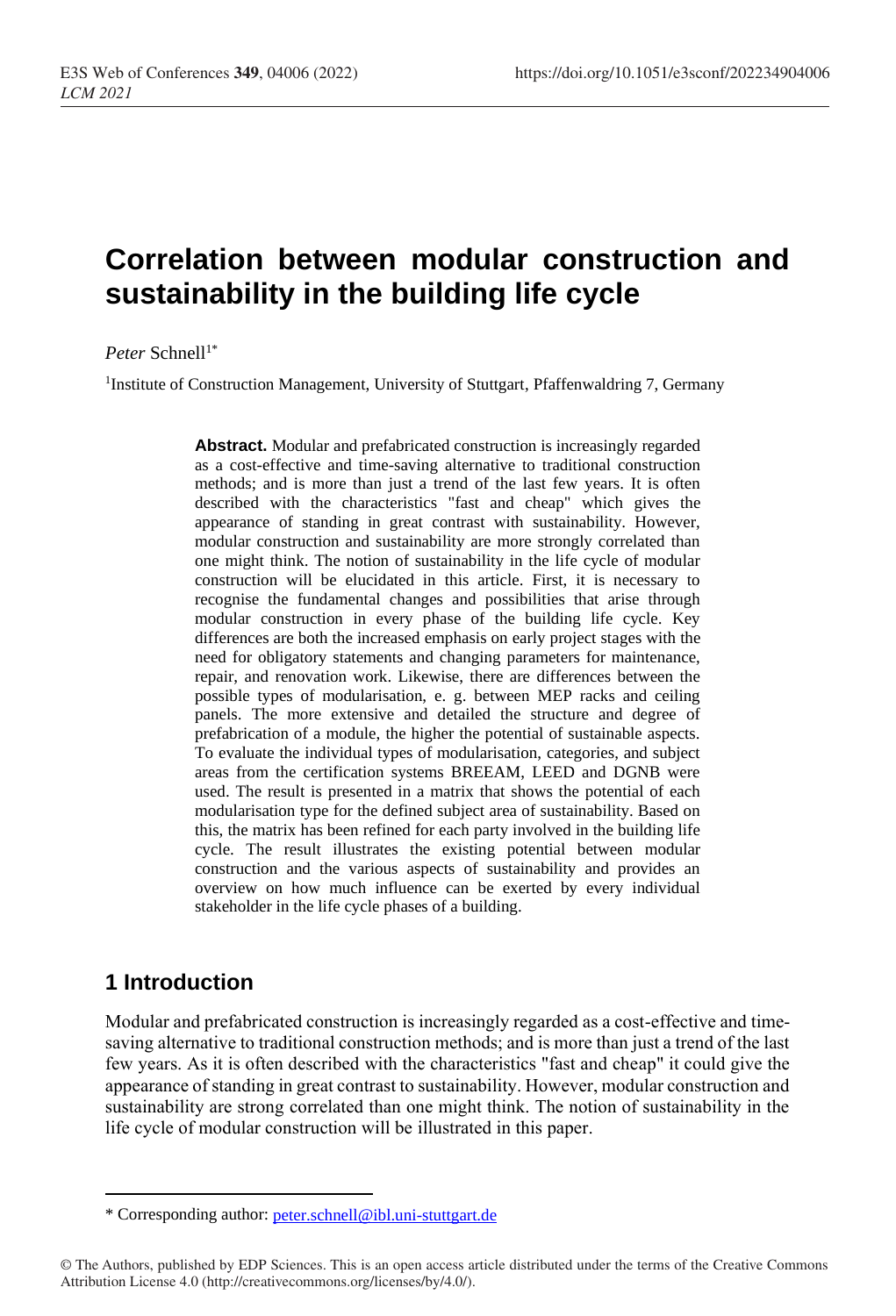# Correlation between modular construction and sustainability in the building life cycle

*Peter* Schnell[1*]

[1]Institute of Construction Management, University of Stuttgart, Pfaffenwaldring 7, Germany

**Abstract.** Modular and prefabricated construction is increasingly regarded as a cost-effective and time-saving alternative to traditional construction methods; and is more than just a trend of the last few years. It is often described with the characteristics "fast and cheap" which gives the appearance of standing in great contrast with sustainability. However, modular construction and sustainability are more strongly correlated than one might think. The notion of sustainability in the life cycle of modular construction will be elucidated in this article. First, it is necessary to recognise the fundamental changes and possibilities that arise through modular construction in every phase of the building life cycle. Key differences are both the increased emphasis on early project stages with the need for obligatory statements and changing parameters for maintenance, repair, and renovation work. Likewise, there are differences between the possible types of modularisation, e. g. between MEP racks and ceiling panels. The more extensive and detailed the structure and degree of prefabrication of a module, the higher the potential of sustainable aspects. To evaluate the individual types of modularisation, categories, and subject areas from the certification systems BREEAM, LEED and DGNB were used. The result is presented in a matrix that shows the potential of each modularisation type for the defined subject area of sustainability. Based on this, the matrix has been refined for each party involved in the building life cycle. The result illustrates the existing potential between modular construction and the various aspects of sustainability and provides an overview on how much influence can be exerted by every individual stakeholder in the life cycle phases of a building.

## 1 Introduction

Modular and prefabricated construction is increasingly regarded as a cost-effective and time-saving alternative to traditional construction methods; and is more than just a trend of the last few years. As it is often described with the characteristics "fast and cheap" it could give the appearance of standing in great contrast to sustainability. However, modular construction and sustainability are strong correlated than one might think. The notion of sustainability in the life cycle of modular construction will be illustrated in this paper.

---

* Corresponding author: peter.schnell@ibl.uni-stuttgart.de

© The Authors, published by EDP Sciences. This is an open access article distributed under the terms of the Creative Commons Attribution License 4.0 (http://creativecommons.org/licenses/by/4.0/).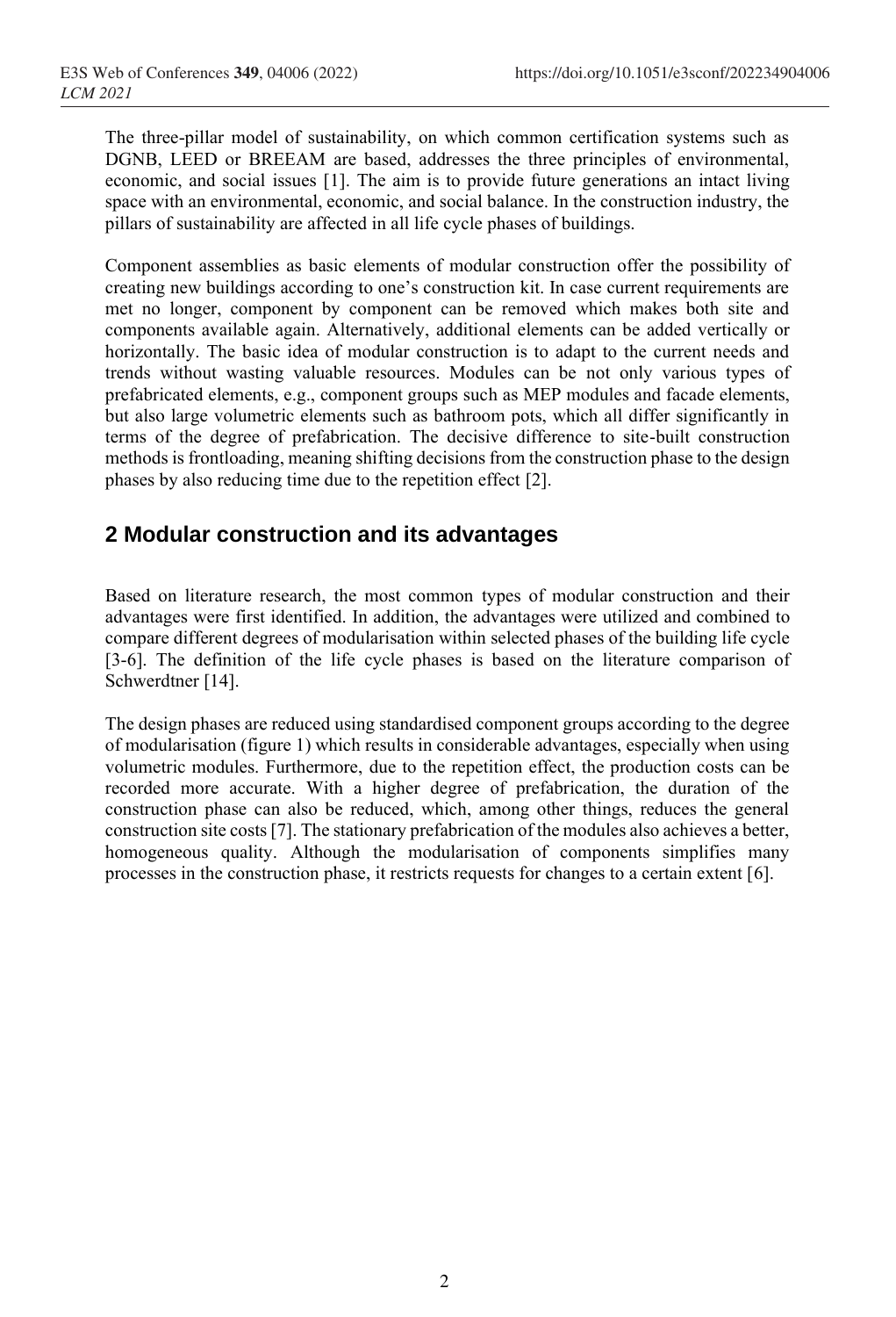The three-pillar model of sustainability, on which common certification systems such as DGNB, LEED or BREEAM are based, addresses the three principles of environmental, economic, and social issues [1]. The aim is to provide future generations an intact living space with an environmental, economic, and social balance. In the construction industry, the pillars of sustainability are affected in all life cycle phases of buildings.

Component assemblies as basic elements of modular construction offer the possibility of creating new buildings according to one's construction kit. In case current requirements are met no longer, component by component can be removed which makes both site and components available again. Alternatively, additional elements can be added vertically or horizontally. The basic idea of modular construction is to adapt to the current needs and trends without wasting valuable resources. Modules can be not only various types of prefabricated elements, e.g., component groups such as MEP modules and facade elements, but also large volumetric elements such as bathroom pots, which all differ significantly in terms of the degree of prefabrication. The decisive difference to site-built construction methods is frontloading, meaning shifting decisions from the construction phase to the design phases by also reducing time due to the repetition effect [2].

## 2 Modular construction and its advantages

Based on literature research, the most common types of modular construction and their advantages were first identified. In addition, the advantages were utilized and combined to compare different degrees of modularisation within selected phases of the building life cycle [3-6]. The definition of the life cycle phases is based on the literature comparison of Schwerdtner [14].

The design phases are reduced using standardised component groups according to the degree of modularisation (figure 1) which results in considerable advantages, especially when using volumetric modules. Furthermore, due to the repetition effect, the production costs can be recorded more accurate. With a higher degree of prefabrication, the duration of the construction phase can also be reduced, which, among other things, reduces the general construction site costs [7]. The stationary prefabrication of the modules also achieves a better, homogeneous quality. Although the modularisation of components simplifies many processes in the construction phase, it restricts requests for changes to a certain extent [6].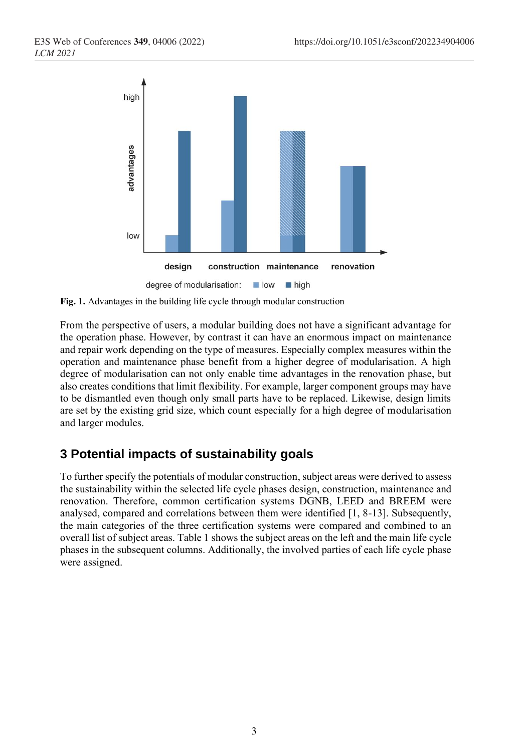Fig. 1. Advantages in the building life cycle through modular construction

From the perspective of users, a modular building does not have a significant advantage for the operation phase. However, by contrast it can have an enormous impact on maintenance and repair work depending on the type of measures. Especially complex measures within the operation and maintenance phase benefit from a higher degree of modularisation. A high degree of modularisation can not only enable time advantages in the renovation phase, but also creates conditions that limit flexibility. For example, larger component groups may have to be dismantled even though only small parts have to be replaced. Likewise, design limits are set by the existing grid size, which count especially for a high degree of modularisation and larger modules.

## 3 Potential impacts of sustainability goals

To further specify the potentials of modular construction, subject areas were derived to assess the sustainability within the selected life cycle phases design, construction, maintenance and renovation. Therefore, common certification systems DGNB, LEED and BREEM were analysed, compared and correlations between them were identified [1, 8-13]. Subsequently, the main categories of the three certification systems were compared and combined to an overall list of subject areas. Table 1 shows the subject areas on the left and the main life cycle phases in the subsequent columns. Additionally, the involved parties of each life cycle phase were assigned.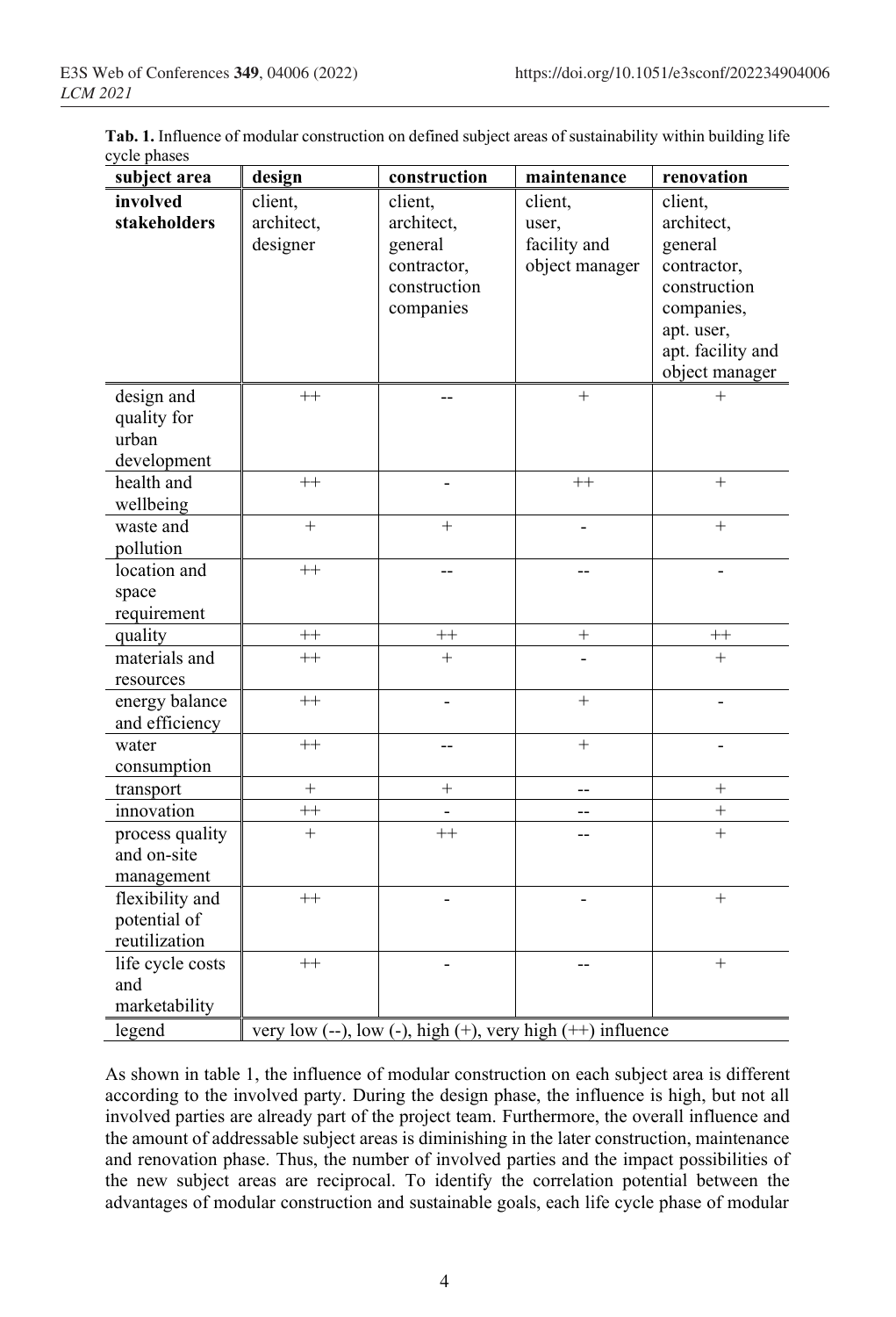**Tab. 1.** Influence of modular construction on defined subject areas of sustainability within building life cycle phases

| subject area | design | construction | maintenance | renovation |
|---|---|---|---|---|
| **involved stakeholders** | client, architect, designer | client, architect, general contractor, construction companies | client, user, facility and object manager | client, architect, general contractor, construction companies, apt. user, apt. facility and object manager |
| design and quality for urban development | ++ | -- | + | + |
| health and wellbeing | ++ | - | ++ | + |
| waste and pollution | + | + | - | + |
| location and space requirement | ++ | -- | -- | - |
| quality | ++ | ++ | + | ++ |
| materials and resources | ++ | + | - | + |
| energy balance and efficiency | ++ | - | + | - |
| water consumption | ++ | -- | + | - |
| transport | + | + | -- | + |
| innovation | ++ | - | -- | + |
| process quality and on-site management | + | ++ | -- | + |
| flexibility and potential of reutilization | ++ | - | - | + |
| life cycle costs and marketability | ++ | - | -- | + |
| legend | very low (--), low (-), high (+), very high (++) influence | | | |

As shown in table 1, the influence of modular construction on each subject area is different according to the involved party. During the design phase, the influence is high, but not all involved parties are already part of the project team. Furthermore, the overall influence and the amount of addressable subject areas is diminishing in the later construction, maintenance and renovation phase. Thus, the number of involved parties and the impact possibilities of the new subject areas are reciprocal. To identify the correlation potential between the advantages of modular construction and sustainable goals, each life cycle phase of modular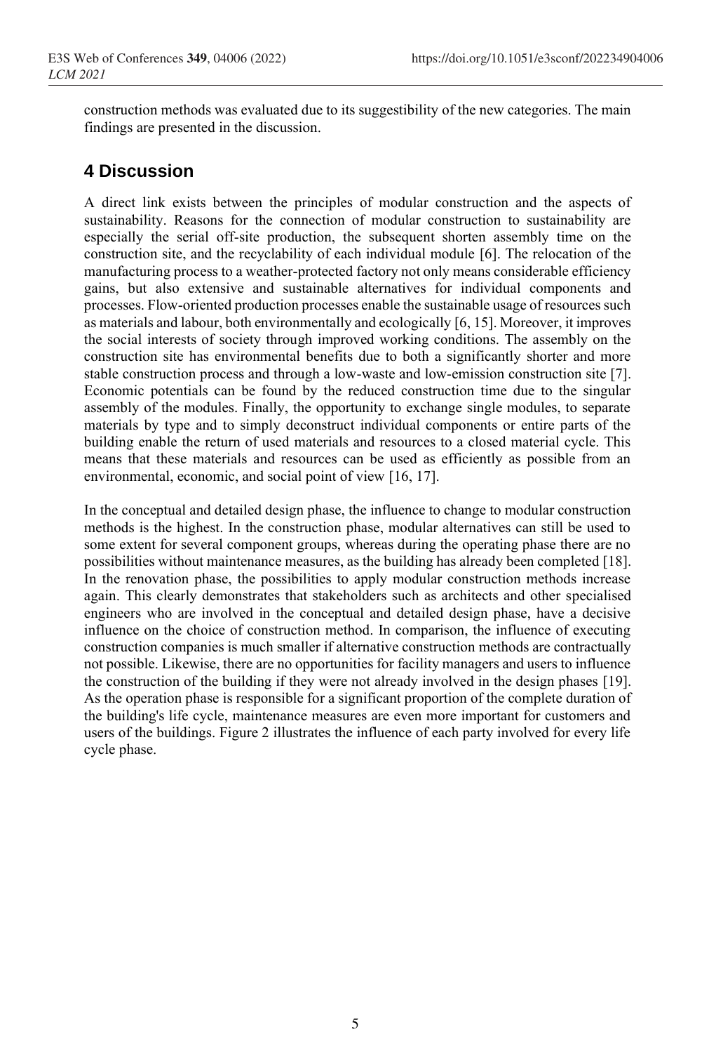construction methods was evaluated due to its suggestibility of the new categories. The main findings are presented in the discussion.

## 4 Discussion

A direct link exists between the principles of modular construction and the aspects of sustainability. Reasons for the connection of modular construction to sustainability are especially the serial off-site production, the subsequent shorten assembly time on the construction site, and the recyclability of each individual module [6]. The relocation of the manufacturing process to a weather-protected factory not only means considerable efficiency gains, but also extensive and sustainable alternatives for individual components and processes. Flow-oriented production processes enable the sustainable usage of resources such as materials and labour, both environmentally and ecologically [6, 15]. Moreover, it improves the social interests of society through improved working conditions. The assembly on the construction site has environmental benefits due to both a significantly shorter and more stable construction process and through a low-waste and low-emission construction site [7]. Economic potentials can be found by the reduced construction time due to the singular assembly of the modules. Finally, the opportunity to exchange single modules, to separate materials by type and to simply deconstruct individual components or entire parts of the building enable the return of used materials and resources to a closed material cycle. This means that these materials and resources can be used as efficiently as possible from an environmental, economic, and social point of view [16, 17].

In the conceptual and detailed design phase, the influence to change to modular construction methods is the highest. In the construction phase, modular alternatives can still be used to some extent for several component groups, whereas during the operating phase there are no possibilities without maintenance measures, as the building has already been completed [18]. In the renovation phase, the possibilities to apply modular construction methods increase again. This clearly demonstrates that stakeholders such as architects and other specialised engineers who are involved in the conceptual and detailed design phase, have a decisive influence on the choice of construction method. In comparison, the influence of executing construction companies is much smaller if alternative construction methods are contractually not possible. Likewise, there are no opportunities for facility managers and users to influence the construction of the building if they were not already involved in the design phases [19]. As the operation phase is responsible for a significant proportion of the complete duration of the building's life cycle, maintenance measures are even more important for customers and users of the buildings. Figure 2 illustrates the influence of each party involved for every life cycle phase.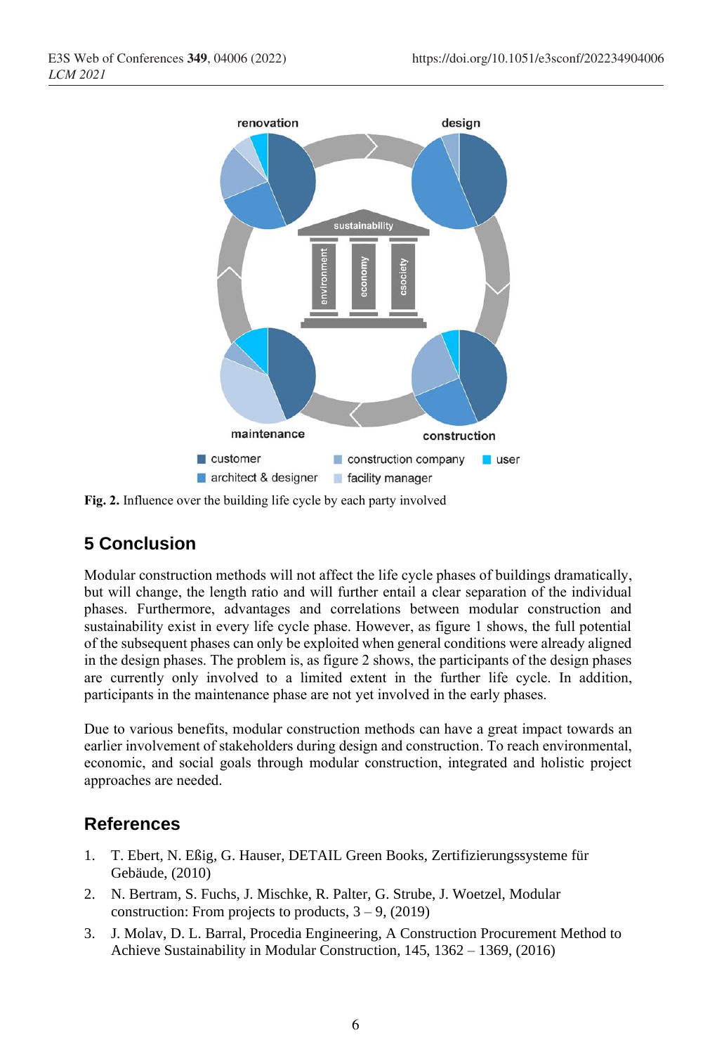**Fig. 2.** Influence over the building life cycle by each party involved

## 5 Conclusion

Modular construction methods will not affect the life cycle phases of buildings dramatically, but will change, the length ratio and will further entail a clear separation of the individual phases. Furthermore, advantages and correlations between modular construction and sustainability exist in every life cycle phase. However, as figure 1 shows, the full potential of the subsequent phases can only be exploited when general conditions were already aligned in the design phases. The problem is, as figure 2 shows, the participants of the design phases are currently only involved to a limited extent in the further life cycle. In addition, participants in the maintenance phase are not yet involved in the early phases.

Due to various benefits, modular construction methods can have a great impact towards an earlier involvement of stakeholders during design and construction. To reach environmental, economic, and social goals through modular construction, integrated and holistic project approaches are needed.

## References

1. T. Ebert, N. Eßig, G. Hauser, DETAIL Green Books, Zertifizierungssysteme für Gebäude, (2010)
2. N. Bertram, S. Fuchs, J. Mischke, R. Palter, G. Strube, J. Woetzel, Modular construction: From projects to products, 3 – 9, (2019)
3. J. Molav, D. L. Barral, Procedia Engineering, A Construction Procurement Method to Achieve Sustainability in Modular Construction, 145, 1362 – 1369, (2016)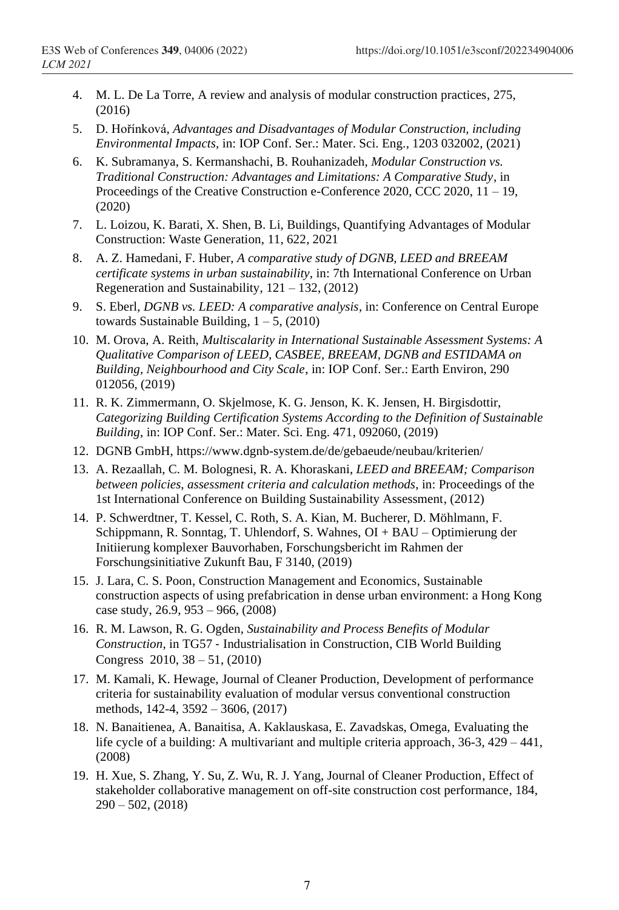4. M. L. De La Torre, A review and analysis of modular construction practices, 275, (2016)
5. D. Hořínková, *Advantages and Disadvantages of Modular Construction, including Environmental Impacts*, in: IOP Conf. Ser.: Mater. Sci. Eng., 1203 032002, (2021)
6. K. Subramanya, S. Kermanshachi, B. Rouhanizadeh, *Modular Construction vs. Traditional Construction: Advantages and Limitations: A Comparative Study*, in Proceedings of the Creative Construction e-Conference 2020, CCC 2020, 11 – 19, (2020)
7. L. Loizou, K. Barati, X. Shen, B. Li, Buildings, Quantifying Advantages of Modular Construction: Waste Generation, 11, 622, 2021
8. A. Z. Hamedani, F. Huber, *A comparative study of DGNB, LEED and BREEAM certificate systems in urban sustainability*, in: 7th International Conference on Urban Regeneration and Sustainability, 121 – 132, (2012)
9. S. Eberl, *DGNB vs. LEED: A comparative analysis*, in: Conference on Central Europe towards Sustainable Building, 1 – 5, (2010)
10. M. Orova, A. Reith, *Multiscalarity in International Sustainable Assessment Systems: A Qualitative Comparison of LEED, CASBEE, BREEAM, DGNB and ESTIDAMA on Building, Neighbourhood and City Scale*, in: IOP Conf. Ser.: Earth Environ, 290 012056, (2019)
11. R. K. Zimmermann, O. Skjelmose, K. G. Jenson, K. K. Jensen, H. Birgisdottir, *Categorizing Building Certification Systems According to the Definition of Sustainable Building*, in: IOP Conf. Ser.: Mater. Sci. Eng. 471, 092060, (2019)
12. DGNB GmbH, https://www.dgnb-system.de/de/gebaeude/neubau/kriterien/
13. A. Rezaallah, C. M. Bolognesi, R. A. Khoraskani, *LEED and BREEAM; Comparison between policies, assessment criteria and calculation methods*, in: Proceedings of the 1st International Conference on Building Sustainability Assessment, (2012)
14. P. Schwerdtner, T. Kessel, C. Roth, S. A. Kian, M. Bucherer, D. Möhlmann, F. Schippmann, R. Sonntag, T. Uhlendorf, S. Wahnes, OI + BAU – Optimierung der Initiierung komplexer Bauvorhaben, Forschungsbericht im Rahmen der Forschungsinitiative Zukunft Bau, F 3140, (2019)
15. J. Lara, C. S. Poon, Construction Management and Economics, Sustainable construction aspects of using prefabrication in dense urban environment: a Hong Kong case study, 26.9, 953 – 966, (2008)
16. R. M. Lawson, R. G. Ogden, *Sustainability and Process Benefits of Modular Construction*, in TG57 - Industrialisation in Construction, CIB World Building Congress 2010, 38 – 51, (2010)
17. M. Kamali, K. Hewage, Journal of Cleaner Production, Development of performance criteria for sustainability evaluation of modular versus conventional construction methods, 142-4, 3592 – 3606, (2017)
18. N. Banaitienea, A. Banaitisa, A. Kaklauskasa, E. Zavadskas, Omega, Evaluating the life cycle of a building: A multivariant and multiple criteria approach, 36-3, 429 – 441, (2008)
19. H. Xue, S. Zhang, Y. Su, Z. Wu, R. J. Yang, Journal of Cleaner Production, Effect of stakeholder collaborative management on off-site construction cost performance, 184, 290 – 502, (2018)